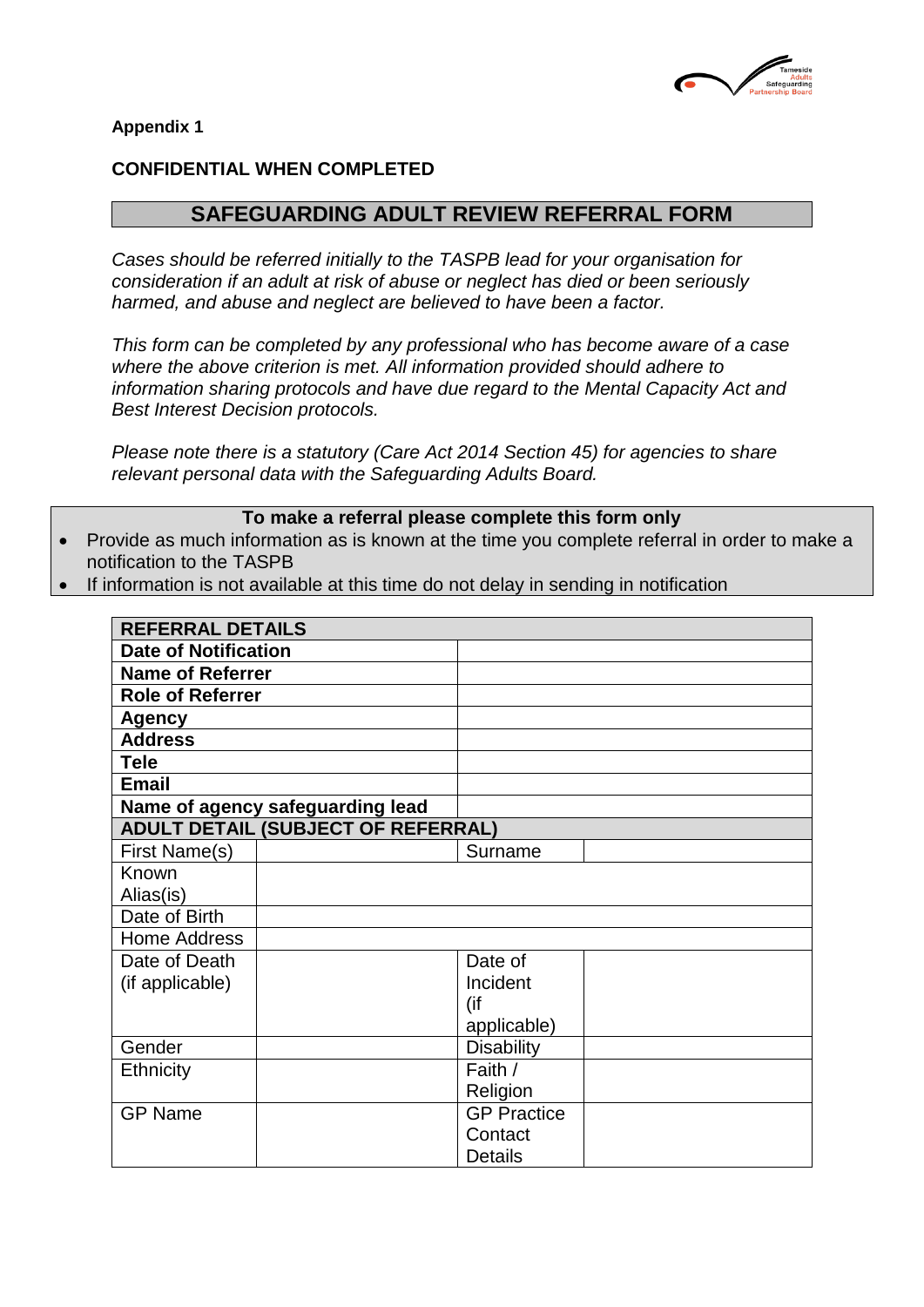**Appendix 1**

**CONFIDENTIAL WHEN COMPLETED**

# SAFEGUARDING ADULT REVIEW REFERRAL FORM

*Cases should be referred initially to the TASPB lead for your organisation for consideration if an adult at risk of abuse or neglect has died or been seriously harmed, and abuse and neglect are believed to have been a factor.*

*This form can be completed by any professional who has become aware of a case where the above criterion is met. All information provided should adhere to information sharing protocols and have due regard to the Mental Capacity Act and Best Interest Decision protocols.*

*Please note there is a statutory (Care Act 2014 Section 45) for agencies to share relevant personal data with the Safeguarding Adults Board.*

**To make a referral please complete this form only**

- Provide as much information as is known at the time you complete referral in order to make a notification to the TASPB
- If information is not available at this time do not delay in sending in notification

| **REFERRAL DETAILS** | | | |
|---|---|---|---|
| **Date of Notification** | | | |
| **Name of Referrer** | | | |
| **Role of Referrer** | | | |
| **Agency** | | | |
| **Address** | | | |
| **Tele** | | | |
| **Email** | | | |
| **Name of agency safeguarding lead** | | | |
| **ADULT DETAIL (SUBJECT OF REFERRAL)** | | | |
| First Name(s) | | Surname | |
| Known Alias(is) | | | |
| Date of Birth | | | |
| Home Address | | | |
| Date of Death (if applicable) | | Date of Incident (if applicable) | |
| Gender | | Disability | |
| Ethnicity | | Faith / Religion | |
| GP Name | | GP Practice Contact Details | |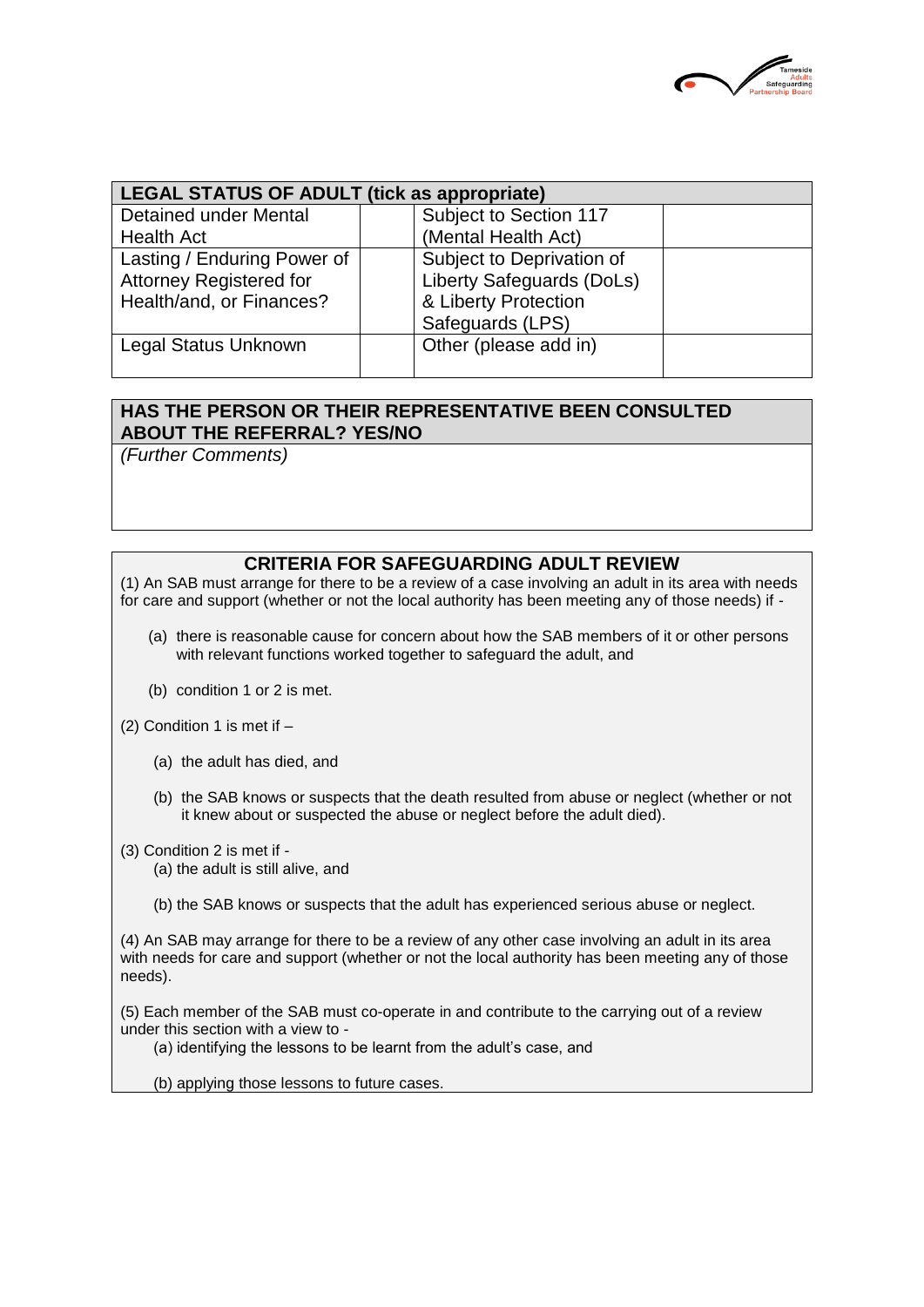| LEGAL STATUS OF ADULT (tick as appropriate) | | | |
|---|---|---|---|
| Detained under Mental Health Act | | Subject to Section 117 (Mental Health Act) | |
| Lasting / Enduring Power of Attorney Registered for Health/and, or Finances? | | Subject to Deprivation of Liberty Safeguards (DoLs) & Liberty Protection Safeguards (LPS) | |
| Legal Status Unknown | | Other (please add in) | |

**HAS THE PERSON OR THEIR REPRESENTATIVE BEEN CONSULTED ABOUT THE REFERRAL? YES/NO**

*(Further Comments)*

## CRITERIA FOR SAFEGUARDING ADULT REVIEW

(1) An SAB must arrange for there to be a review of a case involving an adult in its area with needs for care and support (whether or not the local authority has been meeting any of those needs) if -

(a) there is reasonable cause for concern about how the SAB members of it or other persons with relevant functions worked together to safeguard the adult, and

(b) condition 1 or 2 is met.

(2) Condition 1 is met if –

(a) the adult has died, and

(b) the SAB knows or suspects that the death resulted from abuse or neglect (whether or not it knew about or suspected the abuse or neglect before the adult died).

(3) Condition 2 is met if -

(a) the adult is still alive, and

(b) the SAB knows or suspects that the adult has experienced serious abuse or neglect.

(4) An SAB may arrange for there to be a review of any other case involving an adult in its area with needs for care and support (whether or not the local authority has been meeting any of those needs).

(5) Each member of the SAB must co-operate in and contribute to the carrying out of a review under this section with a view to -

(a) identifying the lessons to be learnt from the adult's case, and

(b) applying those lessons to future cases.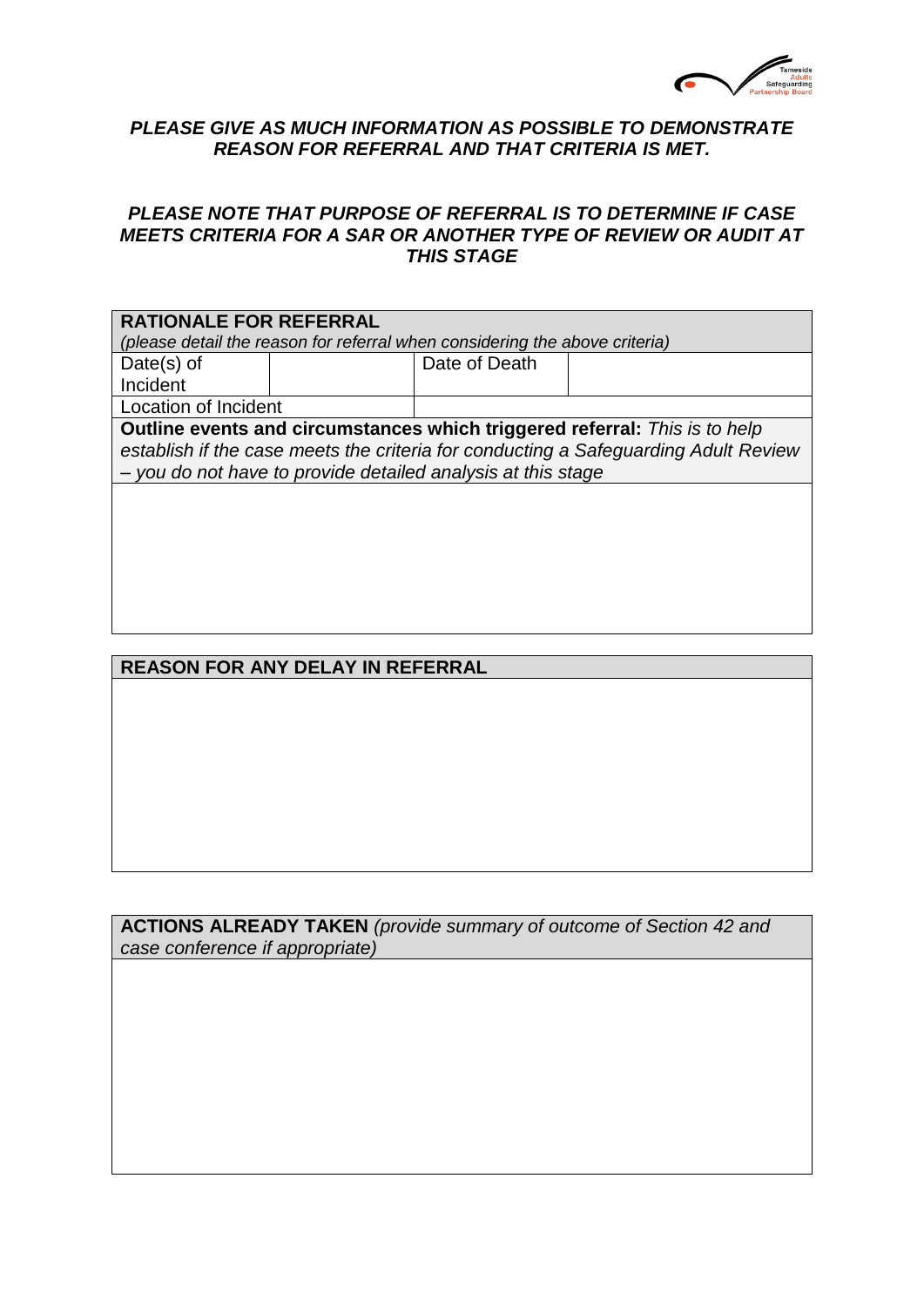***PLEASE GIVE AS MUCH INFORMATION AS POSSIBLE TO DEMONSTRATE REASON FOR REFERRAL AND THAT CRITERIA IS MET.***

***PLEASE NOTE THAT PURPOSE OF REFERRAL IS TO DETERMINE IF CASE MEETS CRITERIA FOR A SAR OR ANOTHER TYPE OF REVIEW OR AUDIT AT THIS STAGE***

| **RATIONALE FOR REFERRAL** *(please detail the reason for referral when considering the above criteria)* | | | |
|---|---|---|---|
| Date(s) of Incident | | Date of Death | |
| Location of Incident | | | |
| **Outline events and circumstances which triggered referral:** *This is to help establish if the case meets the criteria for conducting a Safeguarding Adult Review – you do not have to provide detailed analysis at this stage* | | | |
| | | | |

| **REASON FOR ANY DELAY IN REFERRAL** |
|---|
| |

| **ACTIONS ALREADY TAKEN** *(provide summary of outcome of Section 42 and case conference if appropriate)* |
|---|
| |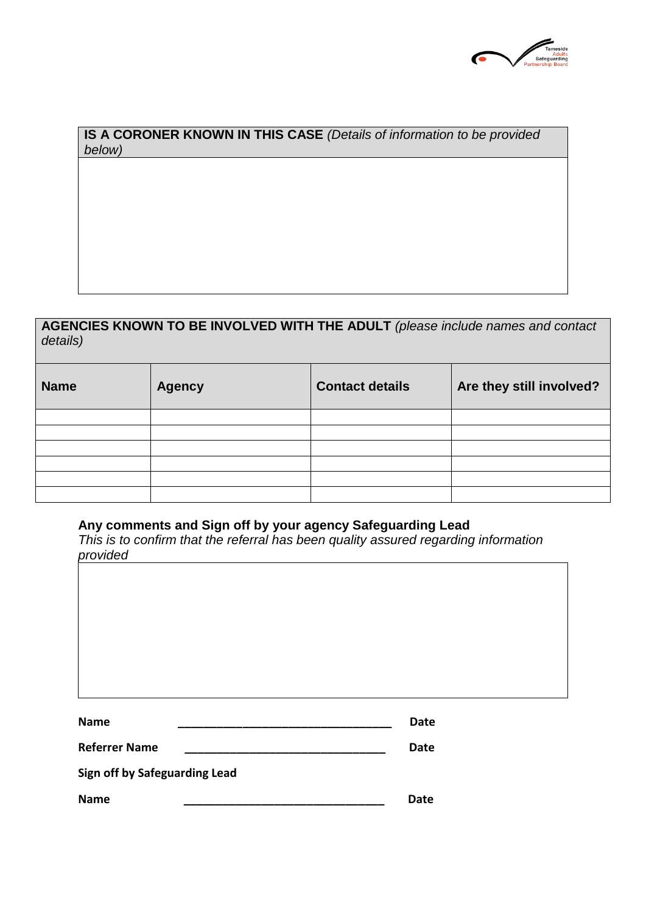**IS A CORONER KNOWN IN THIS CASE** *(Details of information to be provided below)*

**AGENCIES KNOWN TO BE INVOLVED WITH THE ADULT** *(please include names and contact details)*

| Name | Agency | Contact details | Are they still involved? |
|---|---|---|---|
| | | | |
| | | | |
| | | | |
| | | | |
| | | | |
| | | | |

**Any comments and Sign off by your agency Safeguarding Lead**
*This is to confirm that the referral has been quality assured regarding information provided*

**Name** ________________________________ **Date**

**Referrer Name** ______________________________ **Date**

**Sign off by Safeguarding Lead**

**Name** ______________________________ **Date**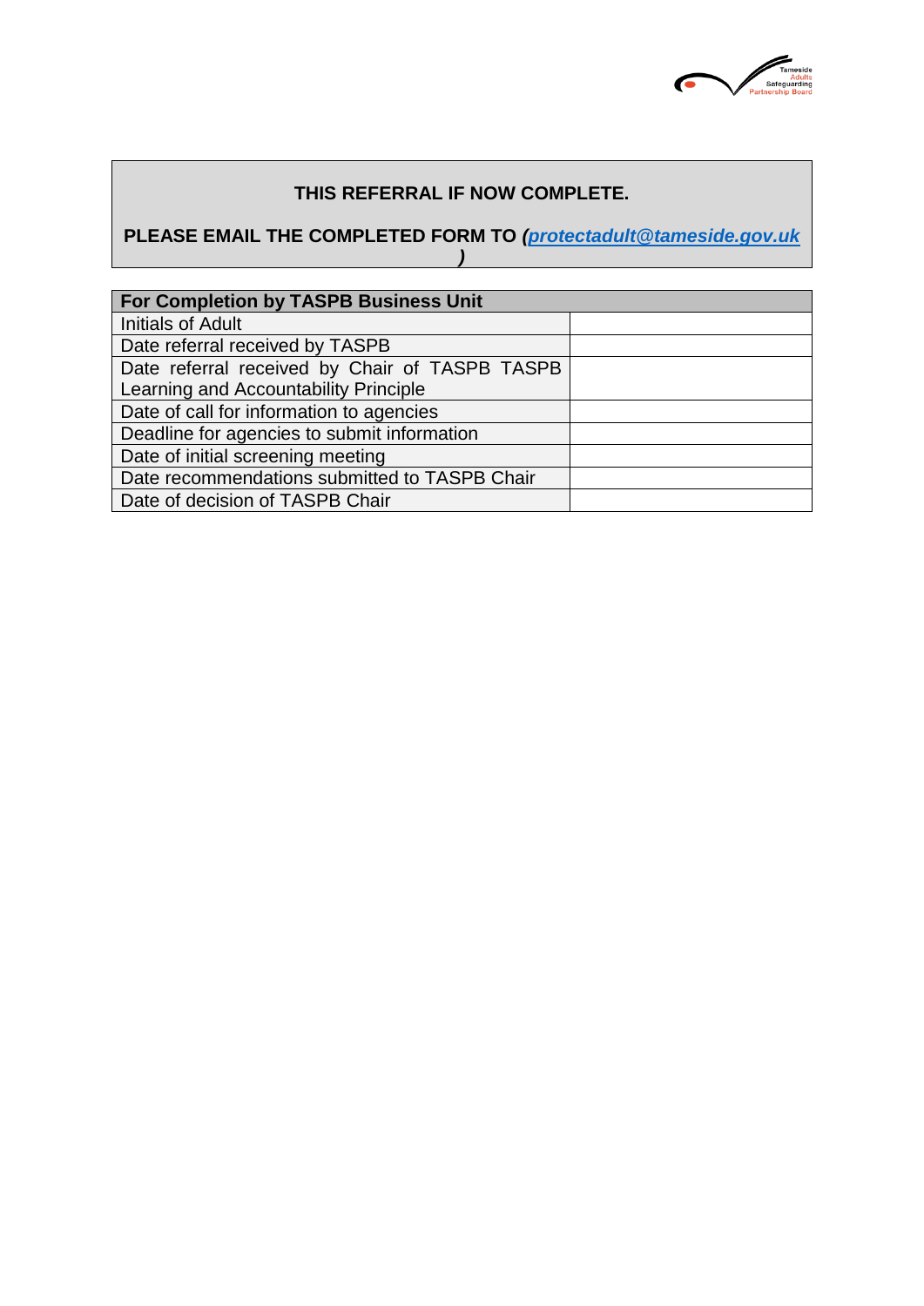**THIS REFERRAL IF NOW COMPLETE.**

**PLEASE EMAIL THE COMPLETED FORM TO (*protectadult@tameside.gov.uk*)**

| **For Completion by TASPB Business Unit** | |
|---|---|
| Initials of Adult | |
| Date referral received by TASPB | |
| Date referral received by Chair of TASPB TASPB Learning and Accountability Principle | |
| Date of call for information to agencies | |
| Deadline for agencies to submit information | |
| Date of initial screening meeting | |
| Date recommendations submitted to TASPB Chair | |
| Date of decision of TASPB Chair | |